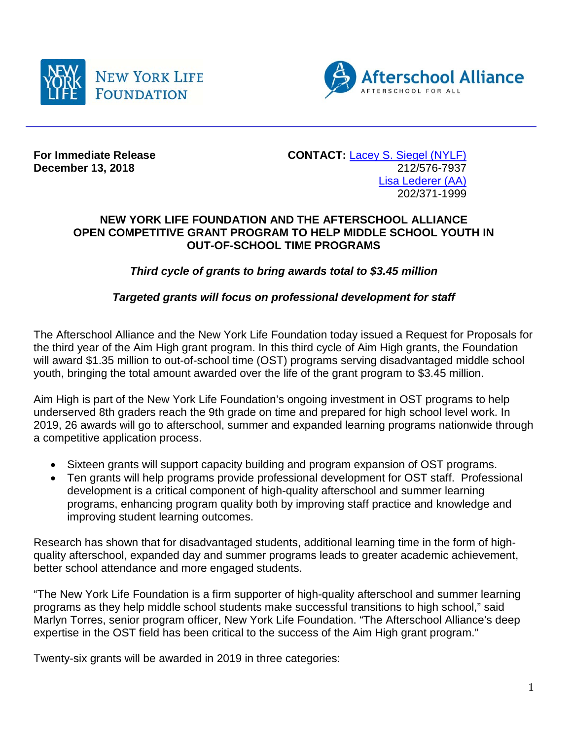NEW YORK LIFE FOUNDATION

Afterschool Alliance
AFTERSCHOOL FOR ALL

**For Immediate Release**
**December 13, 2018**

**CONTACT:** [Lacey S. Siegel (NYLF)](#)
212/576-7937
[Lisa Lederer (AA)](#)
202/371-1999

## NEW YORK LIFE FOUNDATION AND THE AFTERSCHOOL ALLIANCE OPEN COMPETITIVE GRANT PROGRAM TO HELP MIDDLE SCHOOL YOUTH IN OUT-OF-SCHOOL TIME PROGRAMS

***Third cycle of grants to bring awards total to $3.45 million***

***Targeted grants will focus on professional development for staff***

The Afterschool Alliance and the New York Life Foundation today issued a Request for Proposals for the third year of the Aim High grant program. In this third cycle of Aim High grants, the Foundation will award $1.35 million to out-of-school time (OST) programs serving disadvantaged middle school youth, bringing the total amount awarded over the life of the grant program to $3.45 million.

Aim High is part of the New York Life Foundation's ongoing investment in OST programs to help underserved 8th graders reach the 9th grade on time and prepared for high school level work. In 2019, 26 awards will go to afterschool, summer and expanded learning programs nationwide through a competitive application process.

- Sixteen grants will support capacity building and program expansion of OST programs.
- Ten grants will help programs provide professional development for OST staff. Professional development is a critical component of high-quality afterschool and summer learning programs, enhancing program quality both by improving staff practice and knowledge and improving student learning outcomes.

Research has shown that for disadvantaged students, additional learning time in the form of high-quality afterschool, expanded day and summer programs leads to greater academic achievement, better school attendance and more engaged students.

"The New York Life Foundation is a firm supporter of high-quality afterschool and summer learning programs as they help middle school students make successful transitions to high school," said Marlyn Torres, senior program officer, New York Life Foundation. "The Afterschool Alliance's deep expertise in the OST field has been critical to the success of the Aim High grant program."

Twenty-six grants will be awarded in 2019 in three categories: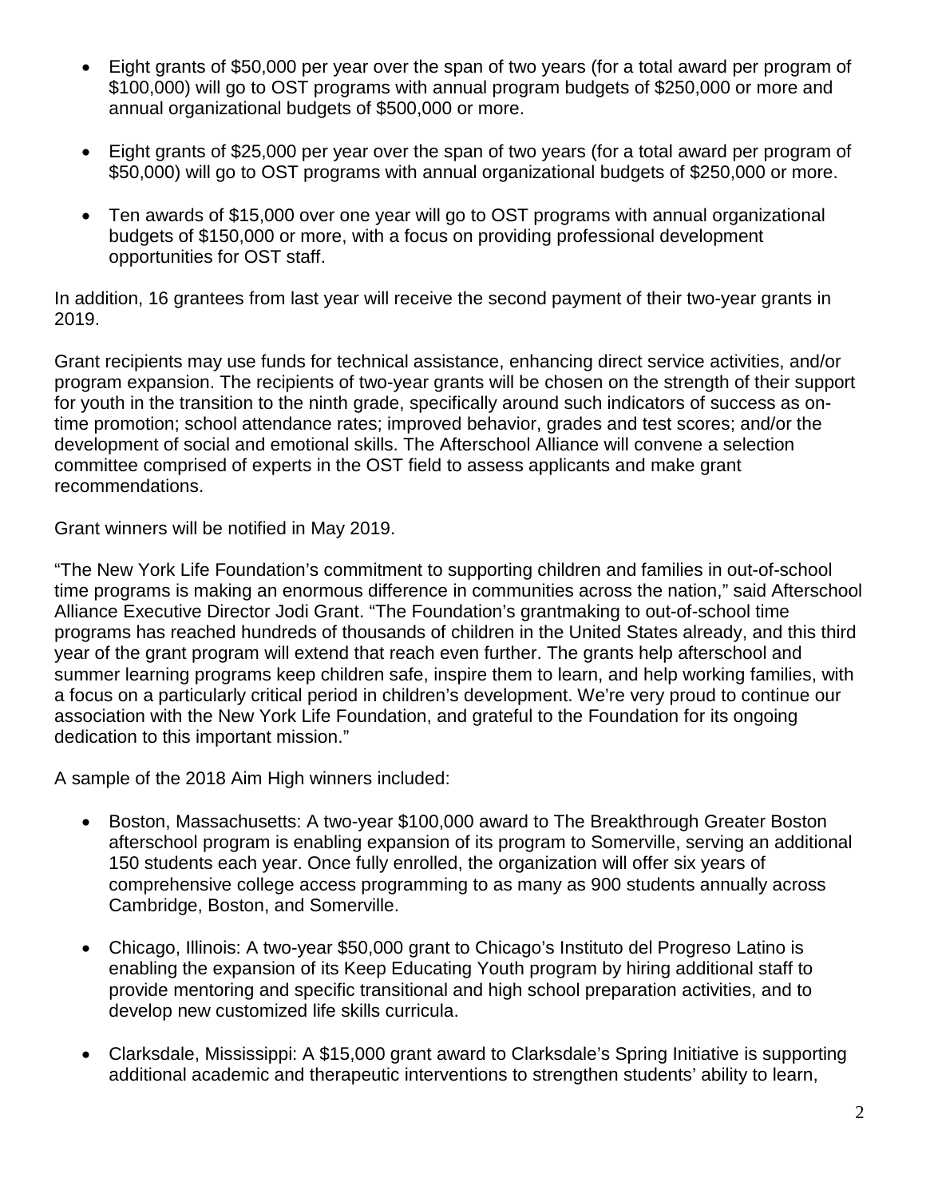- Eight grants of $50,000 per year over the span of two years (for a total award per program of $100,000) will go to OST programs with annual program budgets of $250,000 or more and annual organizational budgets of $500,000 or more.
- Eight grants of $25,000 per year over the span of two years (for a total award per program of $50,000) will go to OST programs with annual organizational budgets of $250,000 or more.
- Ten awards of $15,000 over one year will go to OST programs with annual organizational budgets of $150,000 or more, with a focus on providing professional development opportunities for OST staff.

In addition, 16 grantees from last year will receive the second payment of their two-year grants in 2019.

Grant recipients may use funds for technical assistance, enhancing direct service activities, and/or program expansion. The recipients of two-year grants will be chosen on the strength of their support for youth in the transition to the ninth grade, specifically around such indicators of success as on-time promotion; school attendance rates; improved behavior, grades and test scores; and/or the development of social and emotional skills. The Afterschool Alliance will convene a selection committee comprised of experts in the OST field to assess applicants and make grant recommendations.

Grant winners will be notified in May 2019.

"The New York Life Foundation's commitment to supporting children and families in out-of-school time programs is making an enormous difference in communities across the nation," said Afterschool Alliance Executive Director Jodi Grant. "The Foundation's grantmaking to out-of-school time programs has reached hundreds of thousands of children in the United States already, and this third year of the grant program will extend that reach even further. The grants help afterschool and summer learning programs keep children safe, inspire them to learn, and help working families, with a focus on a particularly critical period in children's development. We're very proud to continue our association with the New York Life Foundation, and grateful to the Foundation for its ongoing dedication to this important mission."

A sample of the 2018 Aim High winners included:

- Boston, Massachusetts: A two-year $100,000 award to The Breakthrough Greater Boston afterschool program is enabling expansion of its program to Somerville, serving an additional 150 students each year. Once fully enrolled, the organization will offer six years of comprehensive college access programming to as many as 900 students annually across Cambridge, Boston, and Somerville.
- Chicago, Illinois: A two-year $50,000 grant to Chicago's Instituto del Progreso Latino is enabling the expansion of its Keep Educating Youth program by hiring additional staff to provide mentoring and specific transitional and high school preparation activities, and to develop new customized life skills curricula.
- Clarksdale, Mississippi: A $15,000 grant award to Clarksdale's Spring Initiative is supporting additional academic and therapeutic interventions to strengthen students' ability to learn,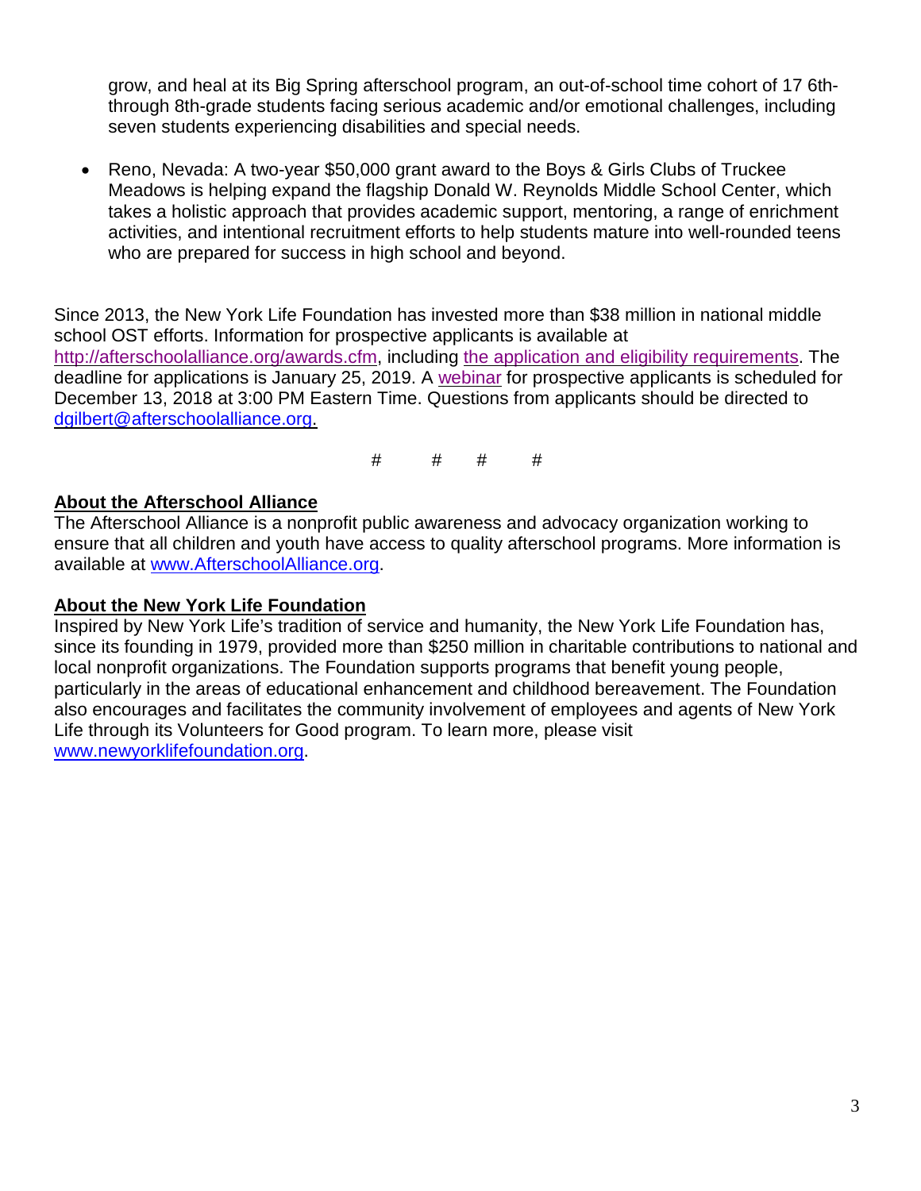grow, and heal at its Big Spring afterschool program, an out-of-school time cohort of 17 6th- through 8th-grade students facing serious academic and/or emotional challenges, including seven students experiencing disabilities and special needs.

- Reno, Nevada: A two-year $50,000 grant award to the Boys & Girls Clubs of Truckee Meadows is helping expand the flagship Donald W. Reynolds Middle School Center, which takes a holistic approach that provides academic support, mentoring, a range of enrichment activities, and intentional recruitment efforts to help students mature into well-rounded teens who are prepared for success in high school and beyond.

Since 2013, the New York Life Foundation has invested more than $38 million in national middle school OST efforts. Information for prospective applicants is available at http://afterschoolalliance.org/awards.cfm, including the application and eligibility requirements. The deadline for applications is January 25, 2019. A webinar for prospective applicants is scheduled for December 13, 2018 at 3:00 PM Eastern Time. Questions from applicants should be directed to dgilbert@afterschoolalliance.org.

# # # #

**About the Afterschool Alliance**

The Afterschool Alliance is a nonprofit public awareness and advocacy organization working to ensure that all children and youth have access to quality afterschool programs. More information is available at www.AfterschoolAlliance.org.

**About the New York Life Foundation**

Inspired by New York Life's tradition of service and humanity, the New York Life Foundation has, since its founding in 1979, provided more than $250 million in charitable contributions to national and local nonprofit organizations. The Foundation supports programs that benefit young people, particularly in the areas of educational enhancement and childhood bereavement. The Foundation also encourages and facilitates the community involvement of employees and agents of New York Life through its Volunteers for Good program. To learn more, please visit www.newyorklifefoundation.org.